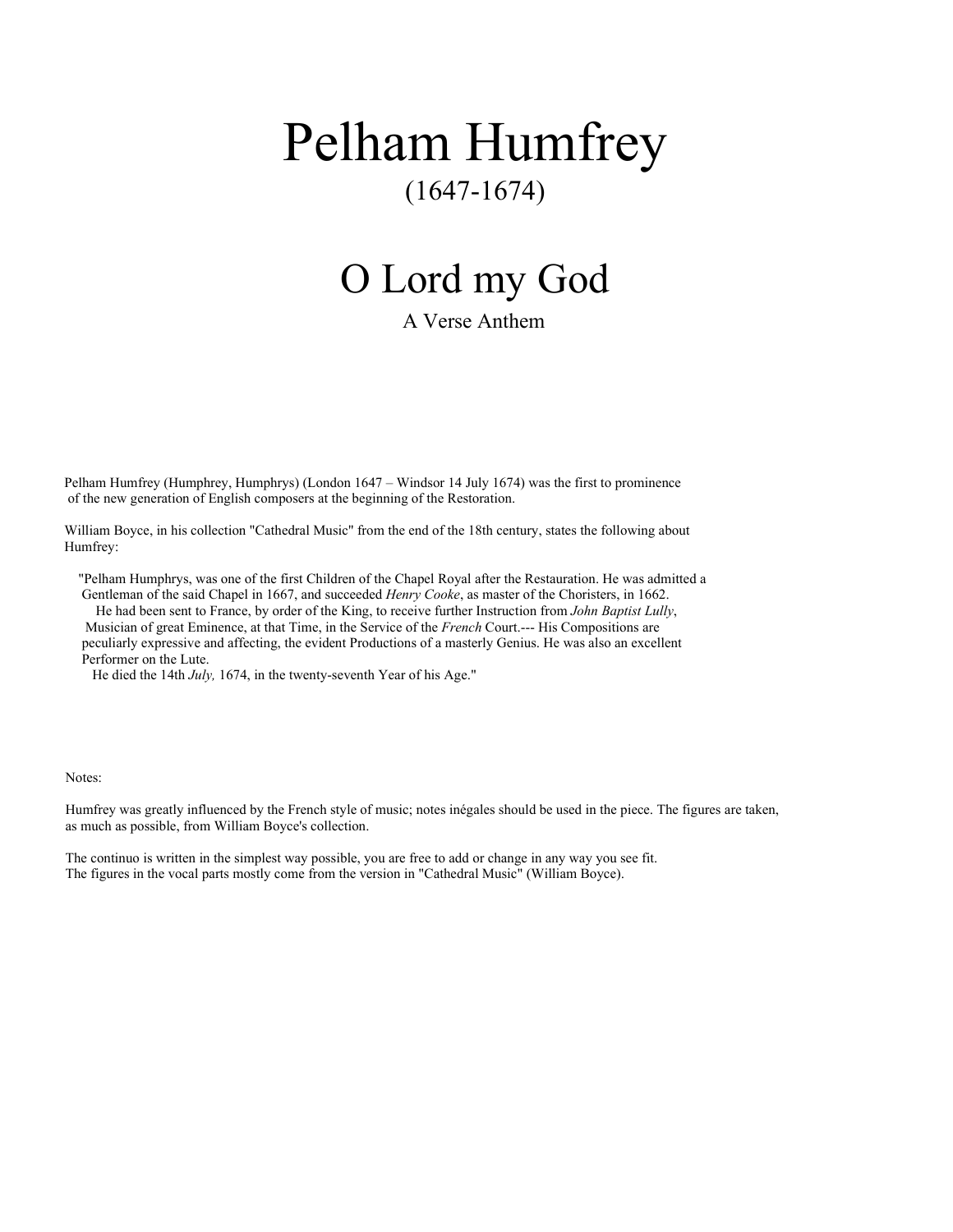# Pelham Humfrey

(1647-1674)

# O Lord my God

A Verse Anthem

Pelham Humfrey (Humphrey, Humphrys) (London 1647 – Windsor 14 July 1674) was the first to prominence of the new generation of English composers at the beginning of the Restoration.

William Boyce, in his collection "Cathedral Music" from the end of the 18th century, states the following about Humfrey:

> "Pelham Humphrys, was one of the first Children of the Chapel Royal after the Restauration. He was admitted a Gentleman of the said Chapel in 1667, and succeeded *Henry Cooke*, as master of the Choristers, in 1662.
> He had been sent to France, by order of the King, to receive further Instruction from *John Baptist Lully*, Musician of great Eminence, at that Time, in the Service of the *French* Court.--- His Compositions are peculiarly expressive and affecting, the evident Productions of a masterly Genius. He was also an excellent Performer on the Lute.
> He died the 14th *July,* 1674, in the twenty-seventh Year of his Age."

Notes:

Humfrey was greatly influenced by the French style of music; notes inégales should be used in the piece. The figures are taken, as much as possible, from William Boyce's collection.

The continuo is written in the simplest way possible, you are free to add or change in any way you see fit.
The figures in the vocal parts mostly come from the version in "Cathedral Music" (William Boyce).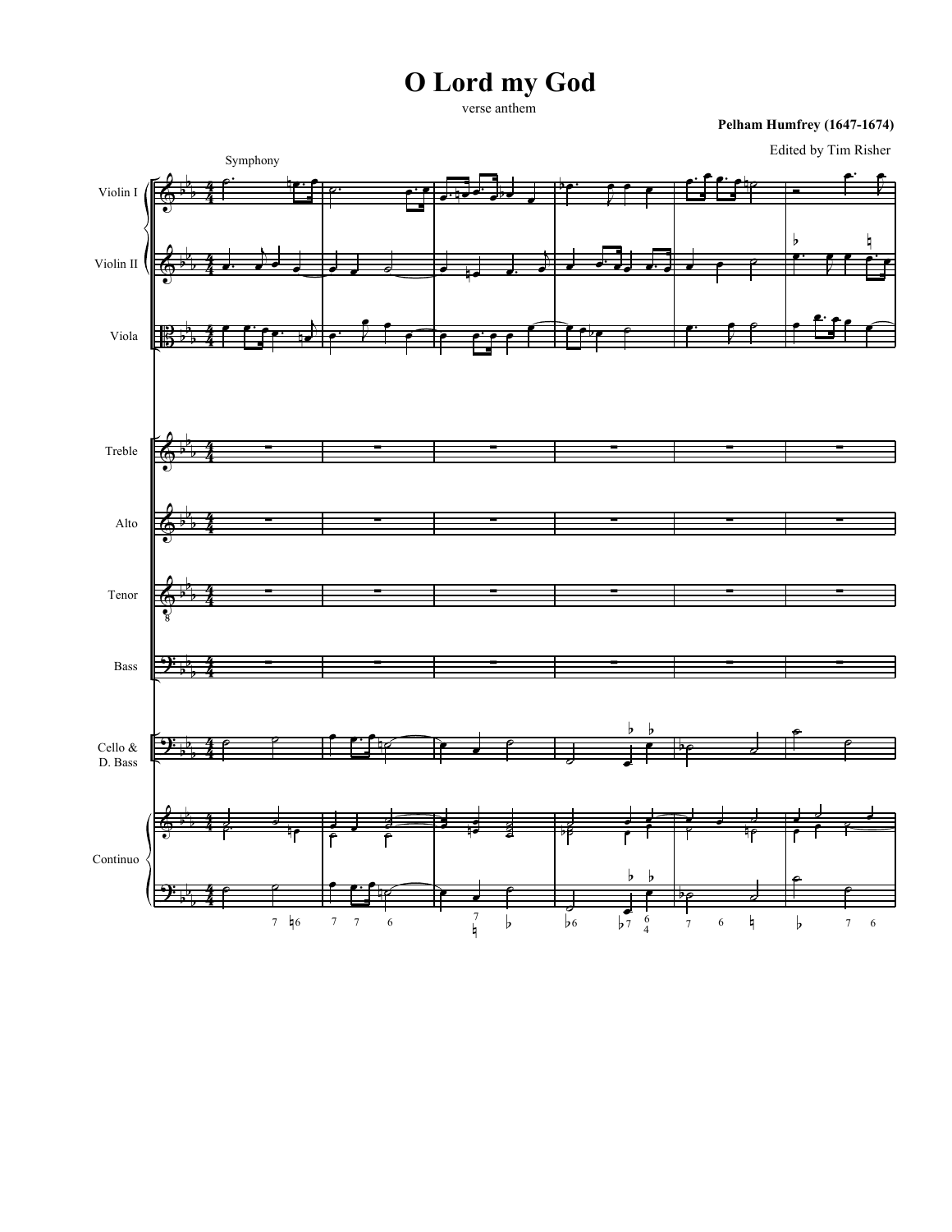# O Lord my God

verse anthem

**Pelham Humfrey (1647-1674)**

Edited by Tim Risher

Symphony

Violin I

Violin II

Viola

Treble

Alto

Tenor

Bass

Cello & D. Bass

Continuo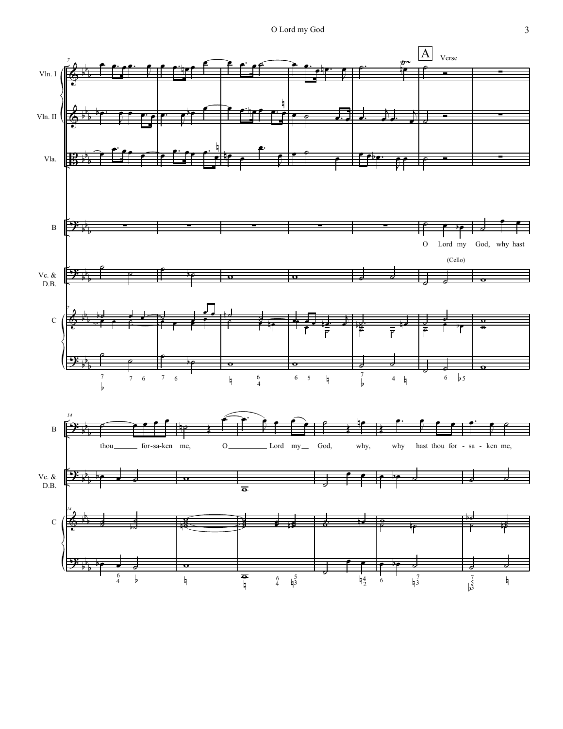A

Verse

Vln. I

Vln. II

Vla.

B

O Lord my God, why hast

(Cello)

Vc. & D.B.

C

thou for-sa-ken me, O Lord my God, why, why hast thou for - sa - ken me,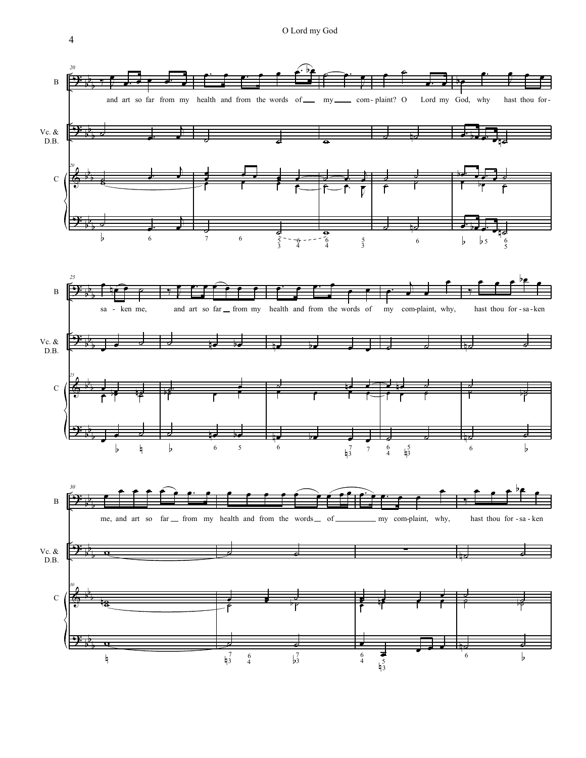B

Vc. & D.B.

C

and art so far from my health and from the words of my com- plaint? O Lord my God, why hast thou for- sa - ken me, and art so far from my health and from the words of my com-plaint, why, hast thou for - sa - ken me, and art so far from my health and from the words of my com-plaint, why, hast thou for - sa - ken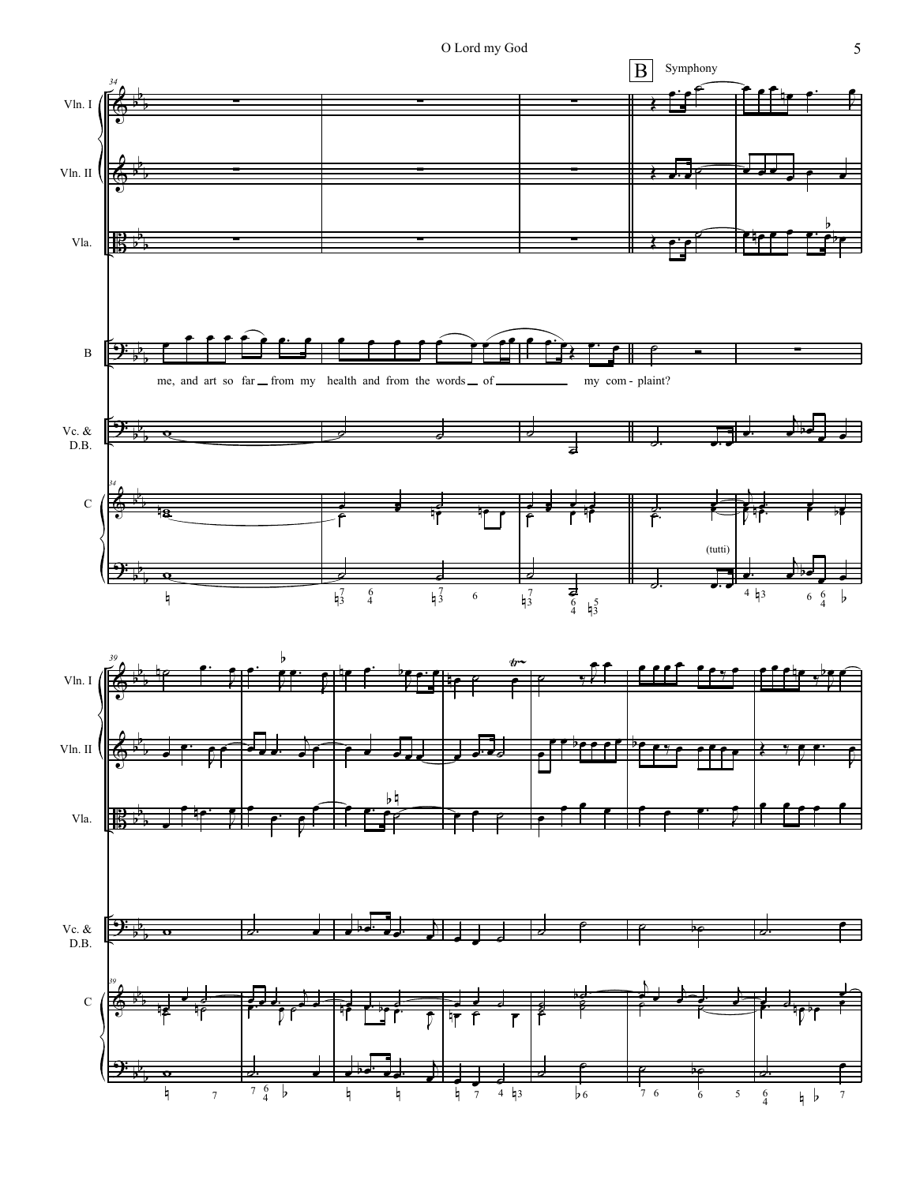B Symphony

Vln. I

Vln. II

Vla.

B

me, and art so far from my health and from the words of my com - plaint?

Vc. & D.B.

C

(tutti)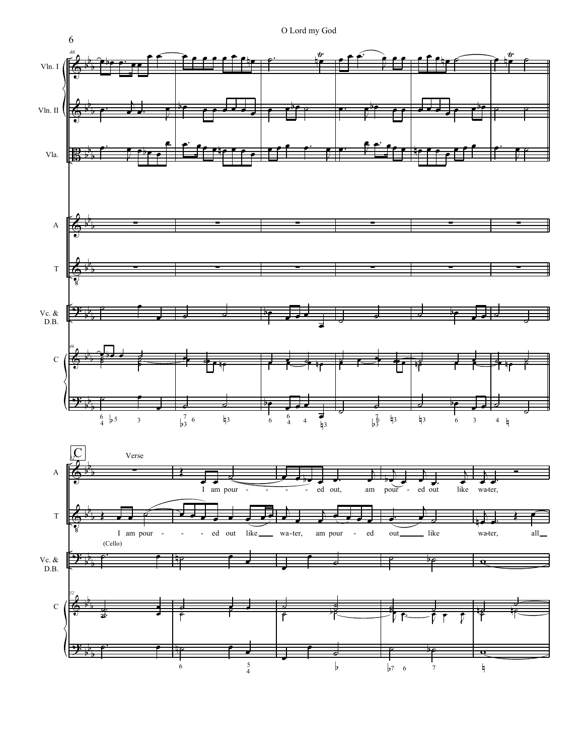C

Verse

I am pour - - - - ed out, am pour - ed out like wa-ter,

I am pour - - - ed out like wa-ter, am pour - ed out like wa-ter, all

(Cello)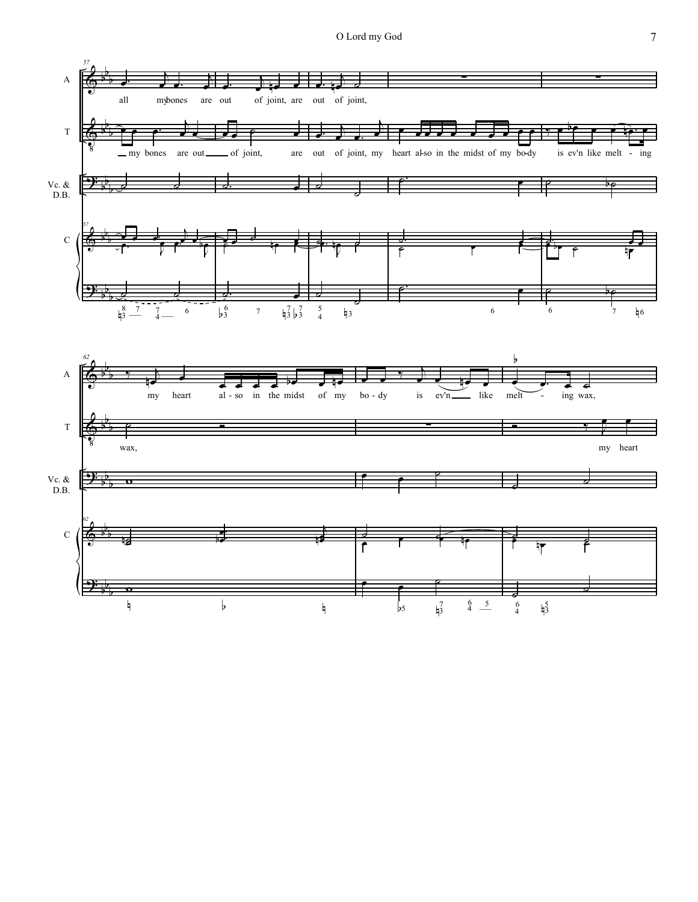A: all my bones are out of joint, are out of joint,

T: my bones are out of joint, are out of joint, my heart al-so in the midst of my bo-dy is ev'n like melt - ing

Vc. & D.B.

C

A: my heart al - so in the midst of my bo - dy is ev'n like melt - ing wax,

T: wax, my heart

Vc. & D.B.

C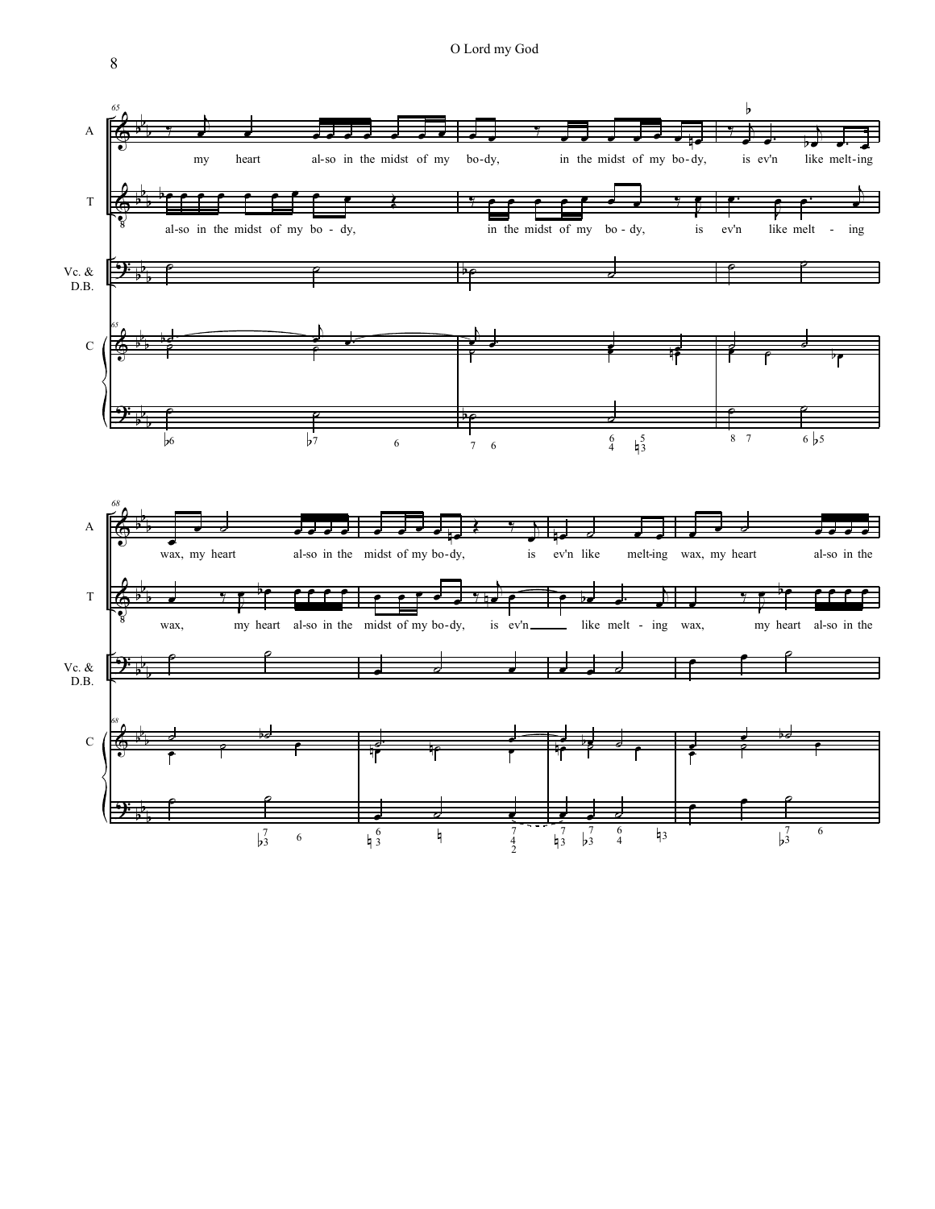A

T

Vc. & D.B.

C

my heart al-so in the midst of my bo-dy, in the midst of my bo-dy, is ev'n like melt-ing

al-so in the midst of my bo - dy, in the midst of my bo - dy, is ev'n like melt - ing

wax, my heart al-so in the midst of my bo-dy, is ev'n like melt-ing wax, my heart al-so in the

wax, my heart al-so in the midst of my bo-dy, is ev'n like melt - ing wax, my heart al-so in the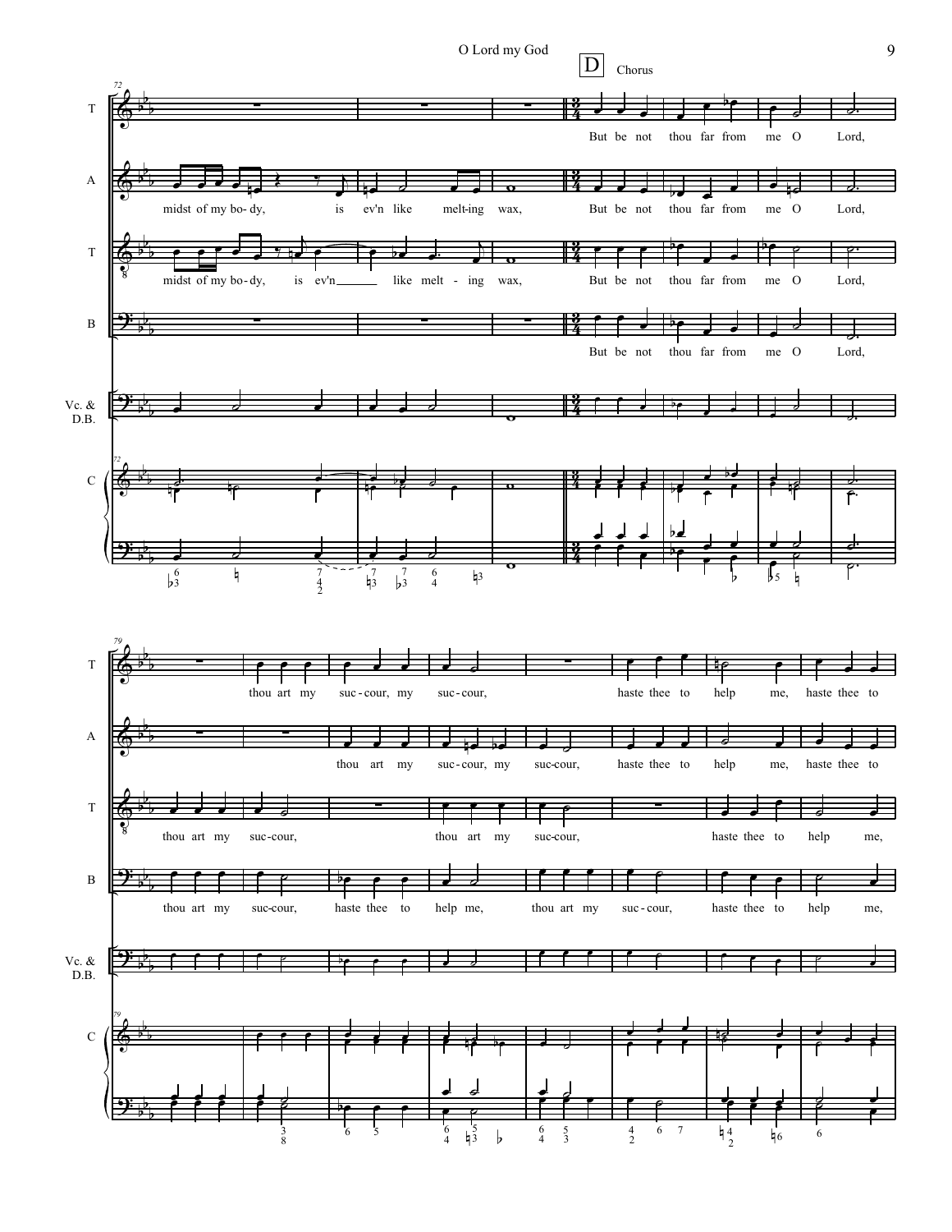D

Chorus

T: But be not thou far from me O Lord, thou art my suc-cour, my suc-cour, haste thee to help me, haste thee to

A: midst of my bo-dy, is ev'n like melt-ing wax, But be not thou far from me O Lord, thou art my suc-cour, my suc-cour, haste thee to help me, haste thee to

T: midst of my bo-dy, is ev'n like melt - ing wax, But be not thou far from me O Lord, thou art my suc-cour, thou art my suc-cour, haste thee to help me,

B: But be not thou far from me O Lord, thou art my suc-cour, haste thee to help me, thou art my suc-cour, haste thee to help me,

Vc. & D.B.

C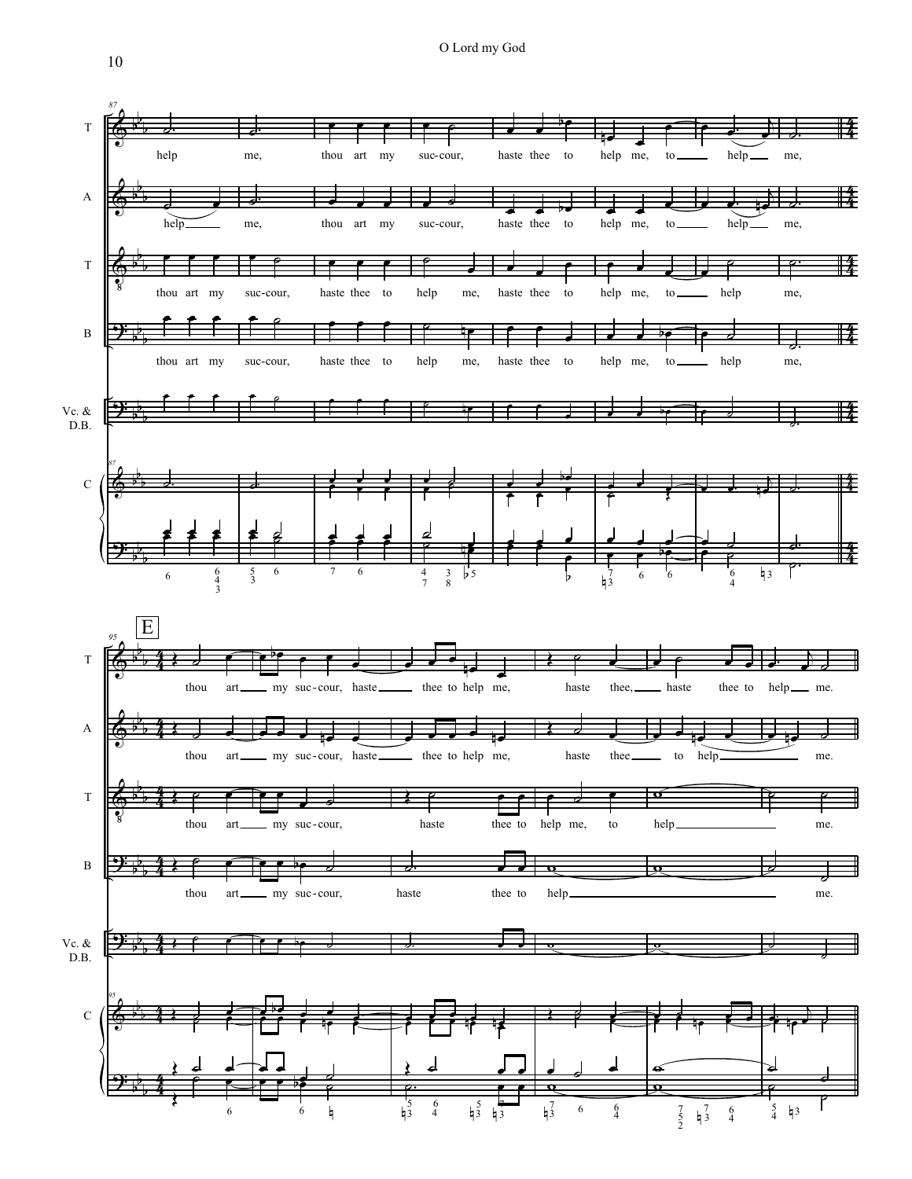**Measures 87–94**

T: help me, thou art my suc-cour, haste thee to help me, to help me,

A: help me, thou art my suc-cour, haste thee to help me, to help me,

T: thou art my suc-cour, haste thee to help me, haste thee to help me, to help me,

B: thou art my suc-cour, haste thee to help me, haste thee to help me, to help me,

Vc. & D.B.

C

**E**

**Measures 95–99**

T: thou art my suc-cour, haste thee to help me, haste thee, haste thee to help me.

A: thou art my suc-cour, haste thee to help me, haste thee to help me.

T: thou art my suc-cour, haste thee to help me, to help me.

B: thou art my suc-cour, haste thee to help me.

Vc. & D.B.

C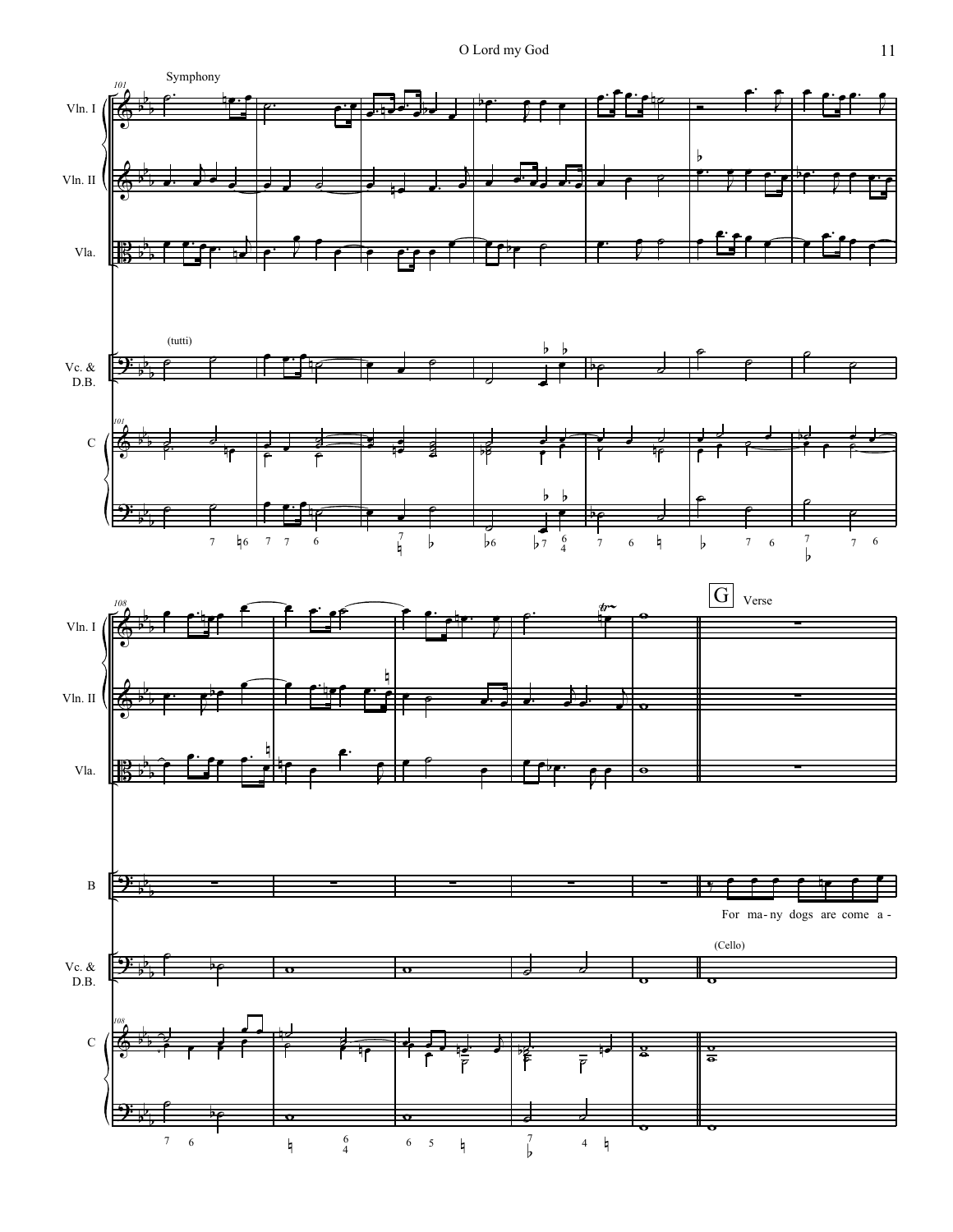Symphony

(tutti)

G

Verse

For ma- ny dogs are come a -

(Cello)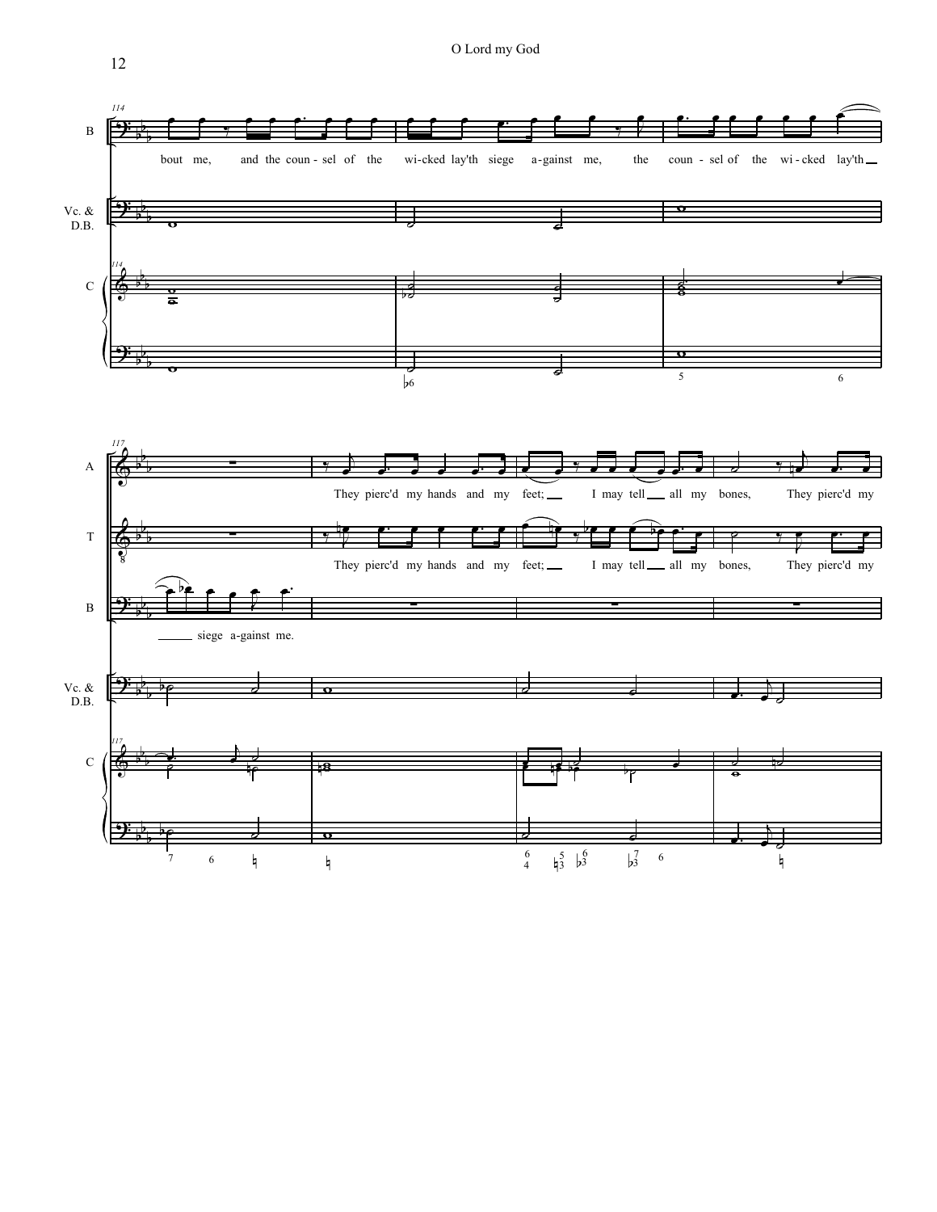B: bout me, and the coun - sel of the wi-cked lay'th siege a-gainst me, the coun - sel of the wi - cked lay'th siege a-gainst me.

A: They pierc'd my hands and my feet; I may tell all my bones, They pierc'd my

T: They pierc'd my hands and my feet; I may tell all my bones, They pierc'd my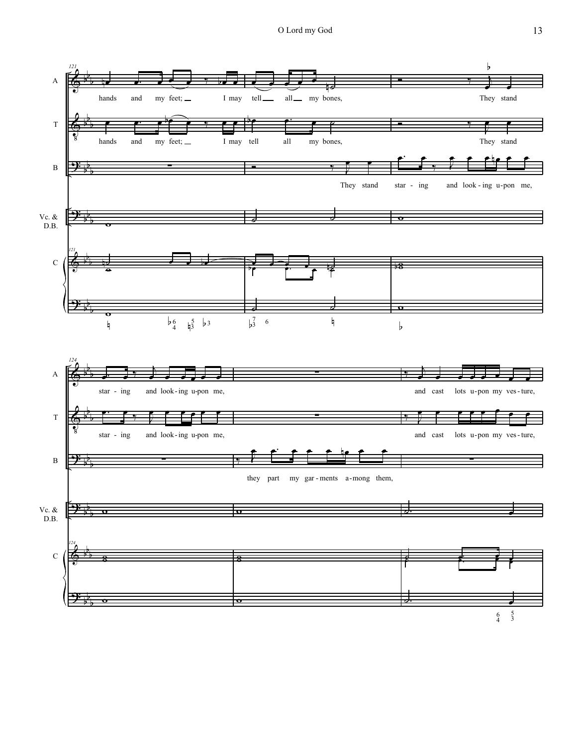A: hands and my feet; I may tell all my bones, They stand star - ing and look - ing u - pon me, and cast lots u - pon my ves - ture,

T: hands and my feet; I may tell all my bones, They stand star - ing and look - ing u - pon me, and cast lots u - pon my ves - ture,

B: They stand star - ing and look - ing u - pon me, they part my gar - ments a - mong them,

Vc. & D.B.

C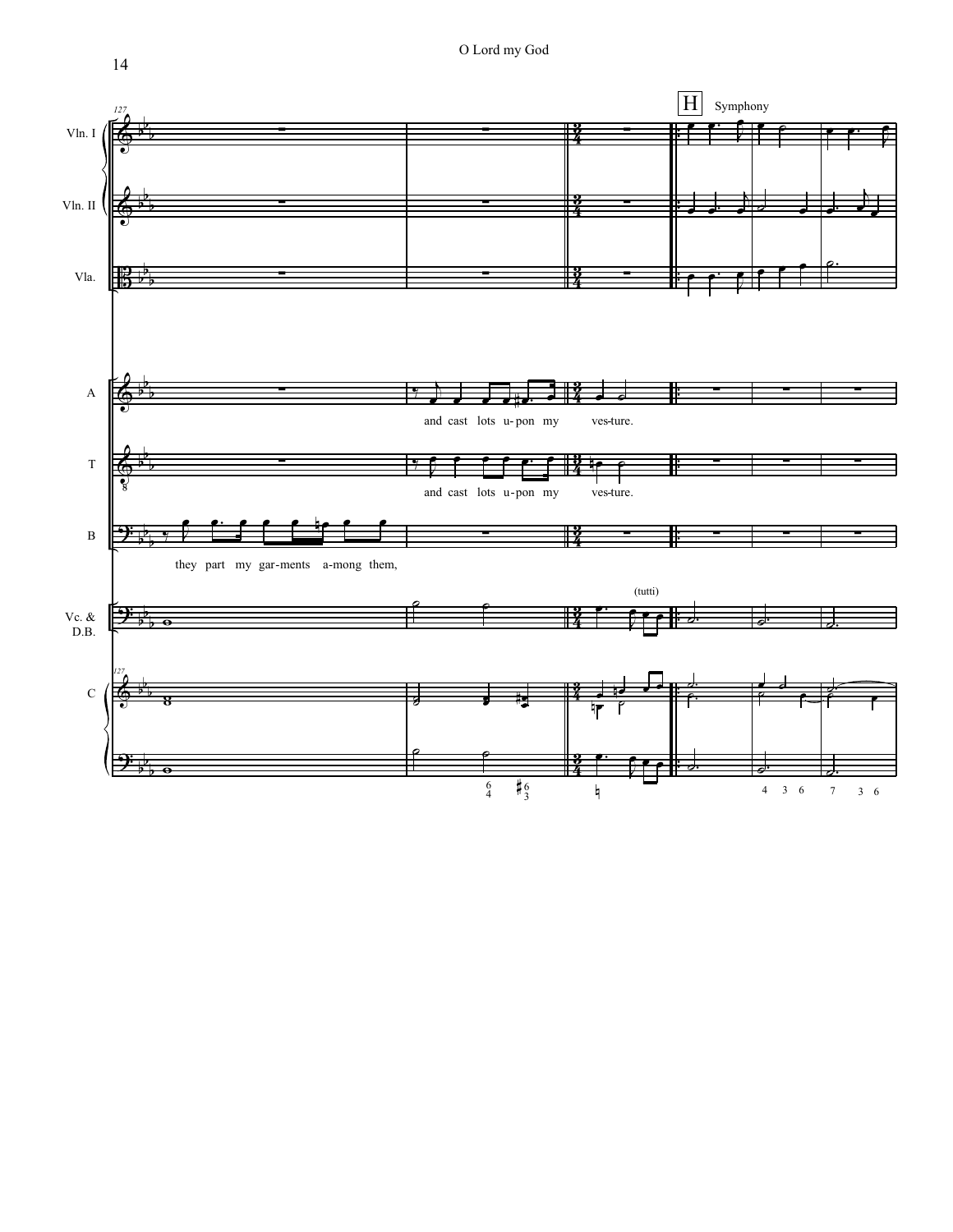H Symphony

Vln. I

Vln. II

Vla.

A: and cast lots u-pon my ves-ture.

T: and cast lots u-pon my ves-ture.

B: they part my gar-ments a-mong them,

(tutti)

Vc. & D.B.

C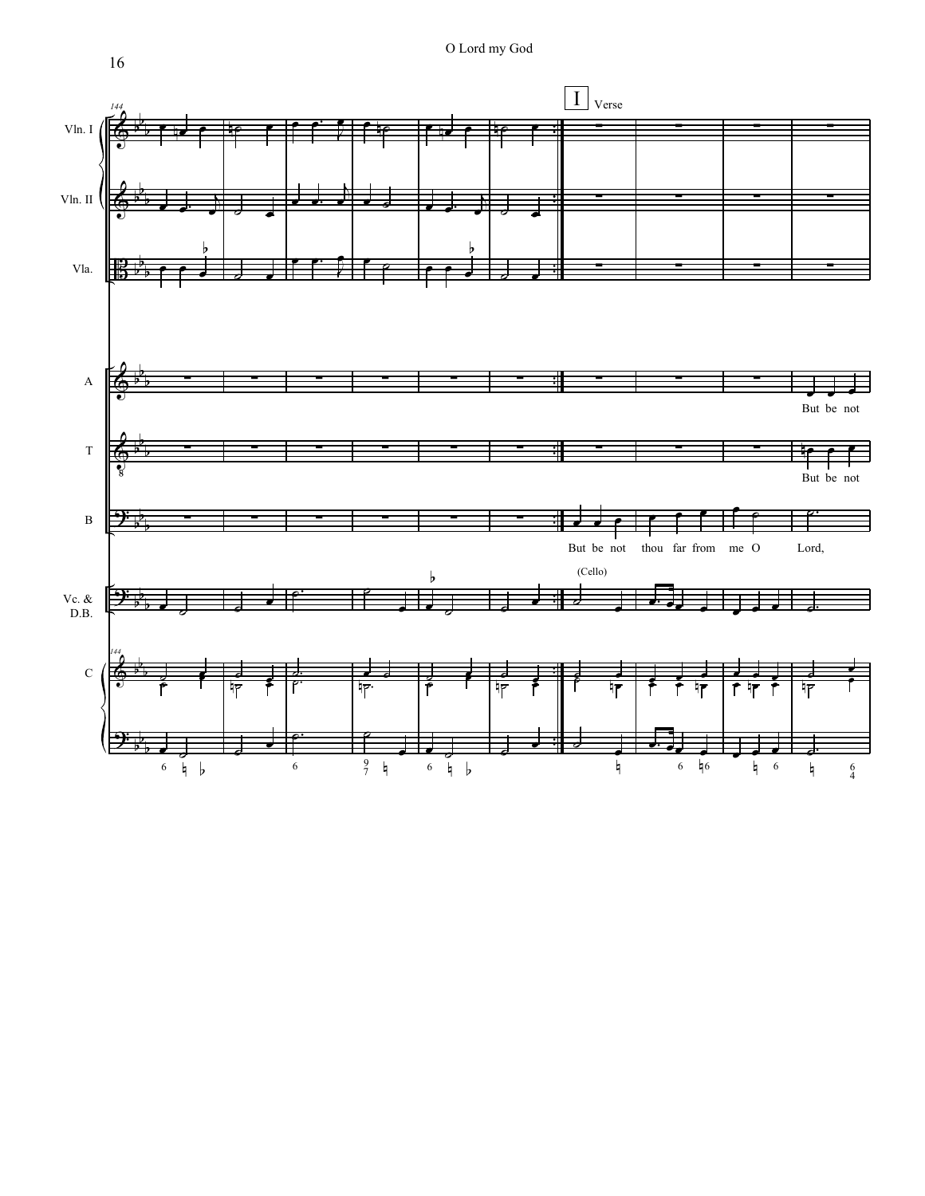I Verse

But be not

But be not

But be not thou far from me O Lord,

(Cello)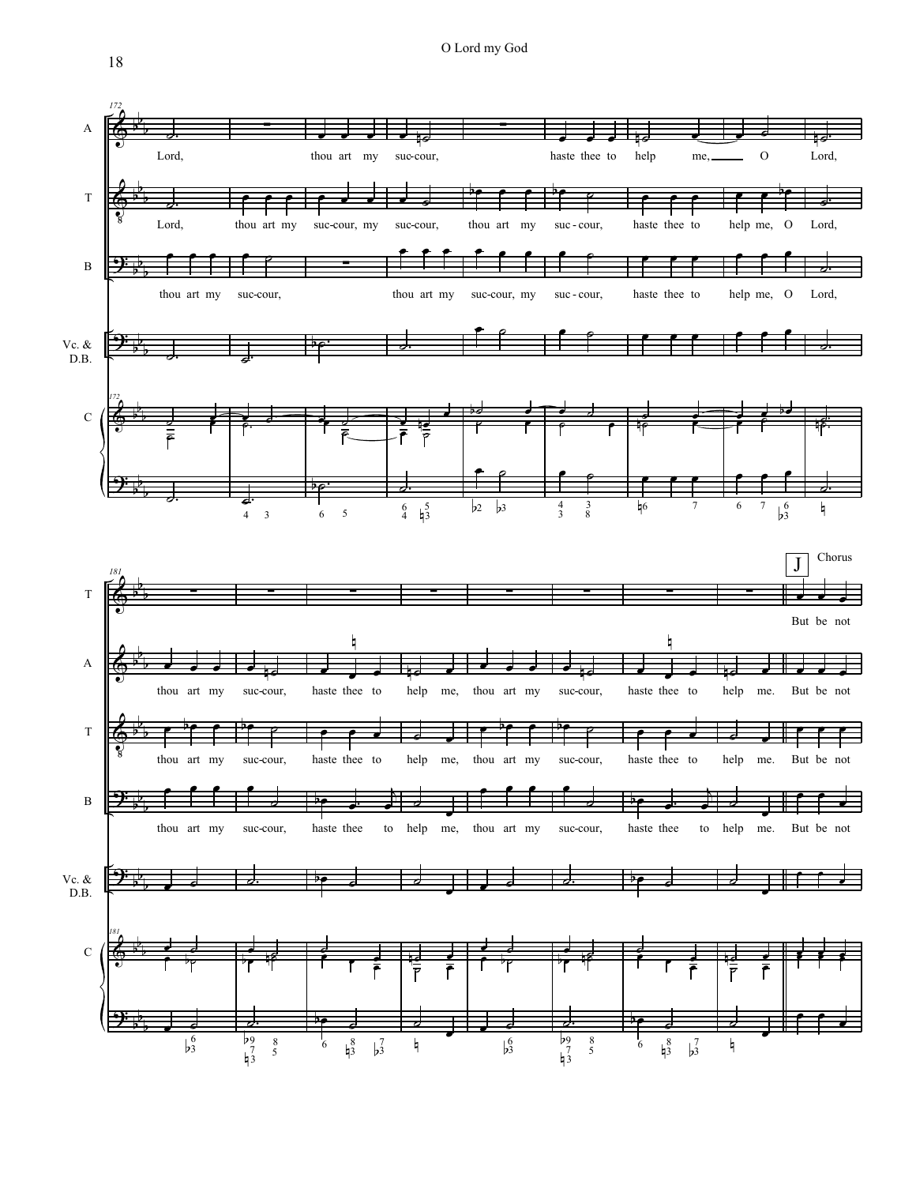172

A: Lord, thou art my suc-cour, haste thee to help me, O Lord,

T: Lord, thou art my suc-cour, my suc-cour, thou art my suc - cour, haste thee to help me, O Lord,

B: thou art my suc-cour, thou art my suc-cour, my suc - cour, haste thee to help me, O Lord,

Vc. & D.B.

C

181

J Chorus

T: But be not

A: thou art my suc-cour, haste thee to help me, thou art my suc-cour, haste thee to help me. But be not

T: thou art my suc-cour, haste thee to help me, thou art my suc-cour, haste thee to help me. But be not

B: thou art my suc-cour, haste thee to help me, thou art my suc-cour, haste thee to help me. But be not

Vc. & D.B.

C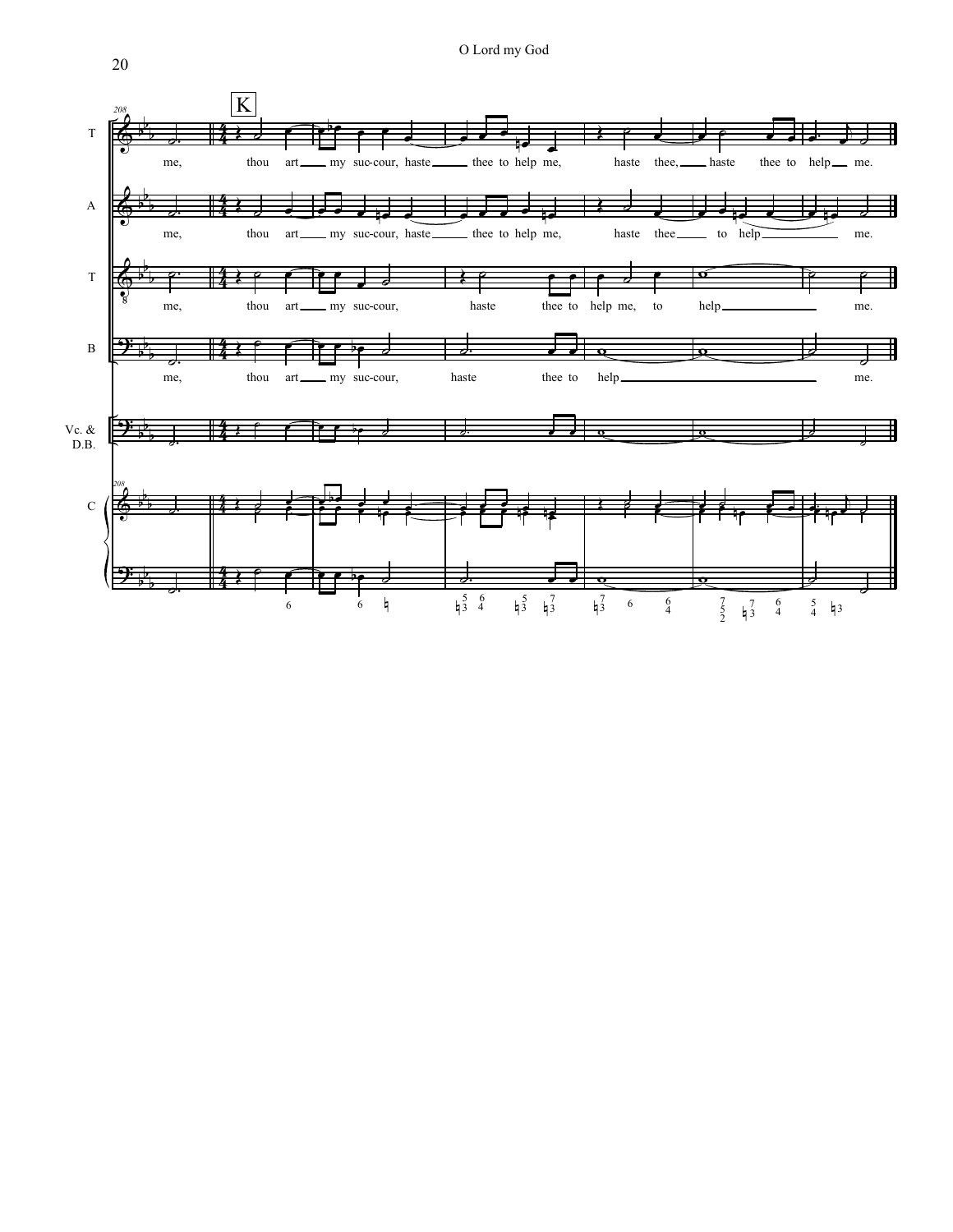K

T: me, thou art my suc-cour, haste thee to help me, haste thee, haste thee to help me.

A: me, thou art my suc-cour, haste thee to help me, haste thee to help me.

T: me, thou art my suc-cour, haste thee to help me, to help me.

B: me, thou art my suc-cour, haste thee to help me.

Vc. & D.B.

C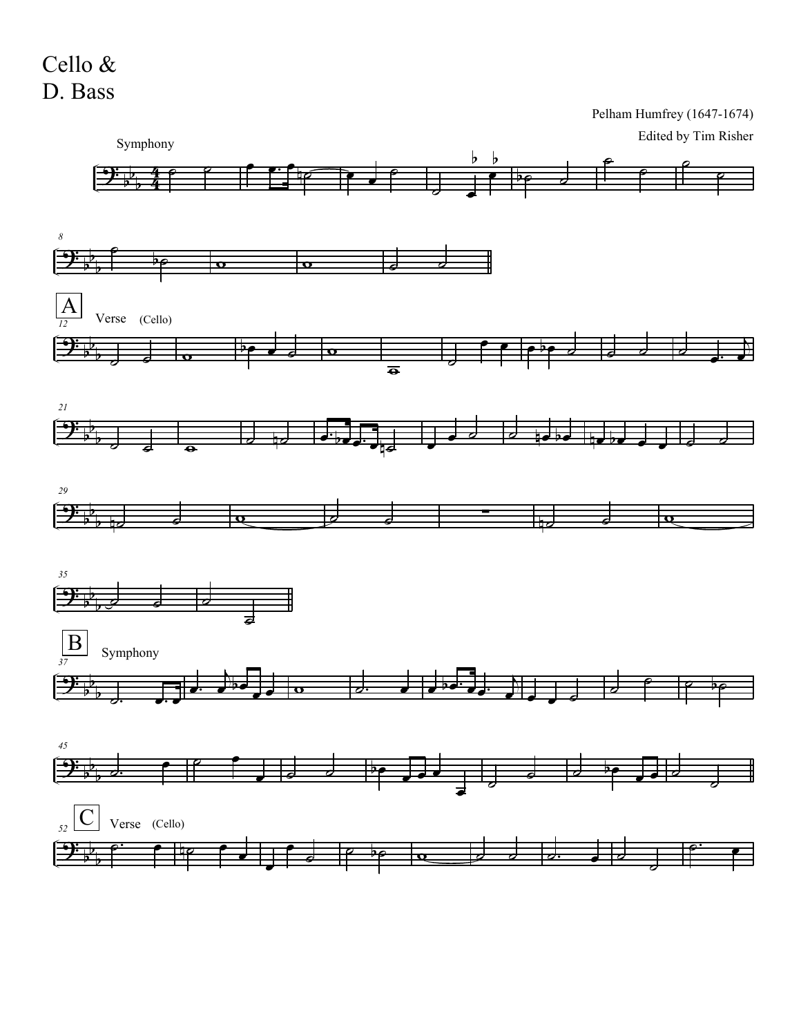# Cello & D. Bass

Pelham Humfrey (1647-1674)

Edited by Tim Risher

Symphony

A

Verse (Cello)

B

Symphony

C

Verse (Cello)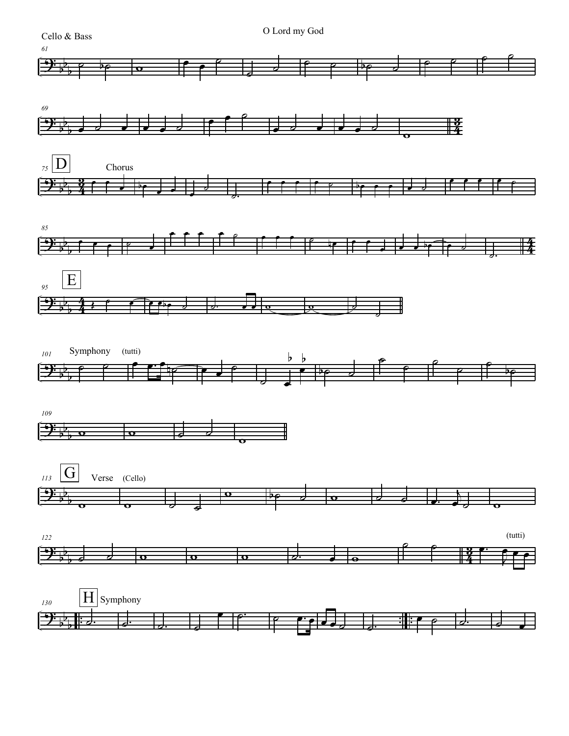Cello & Bass

O Lord my God

D Chorus

E

Symphony (tutti)

G Verse (Cello)

(tutti)

H Symphony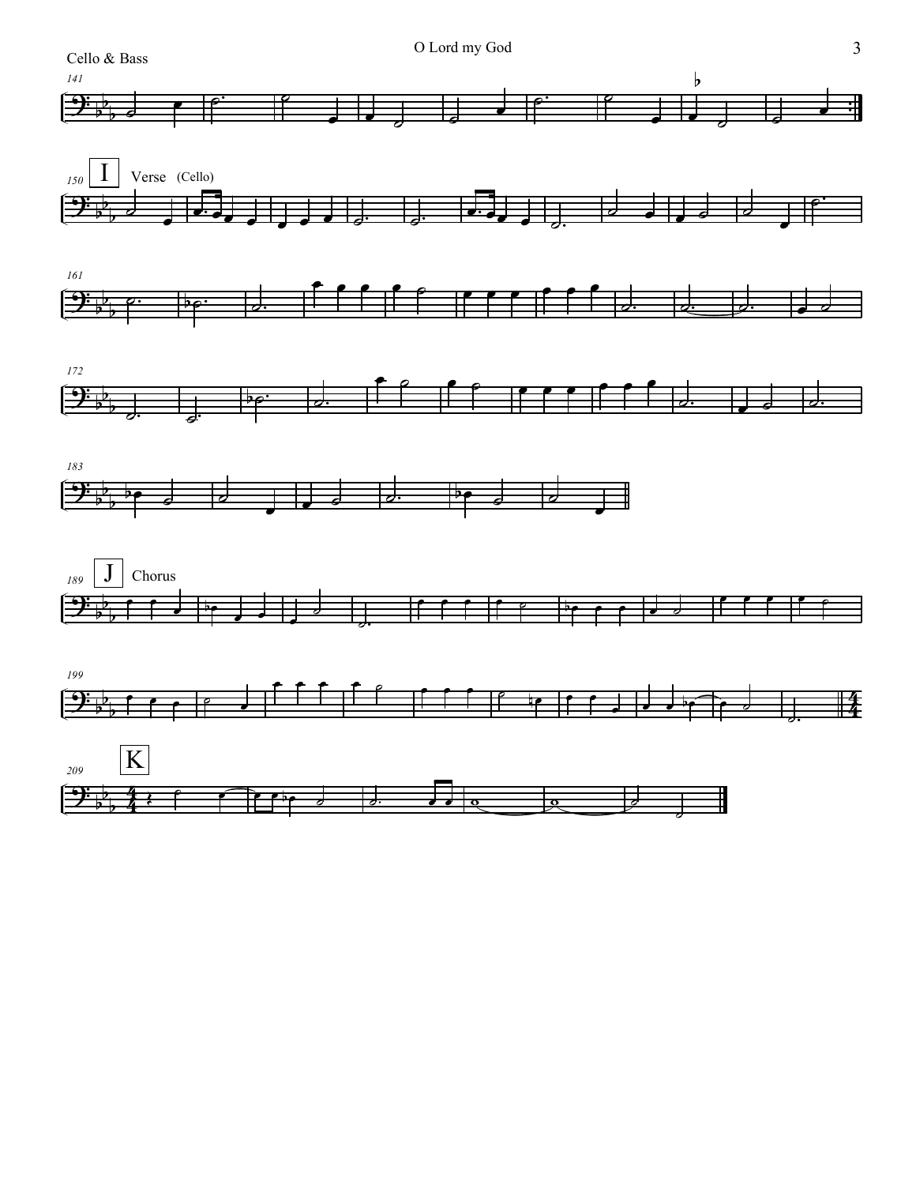Cello & Bass

141

I Verse (Cello)

150

161

172

183

J Chorus

189

199

K

209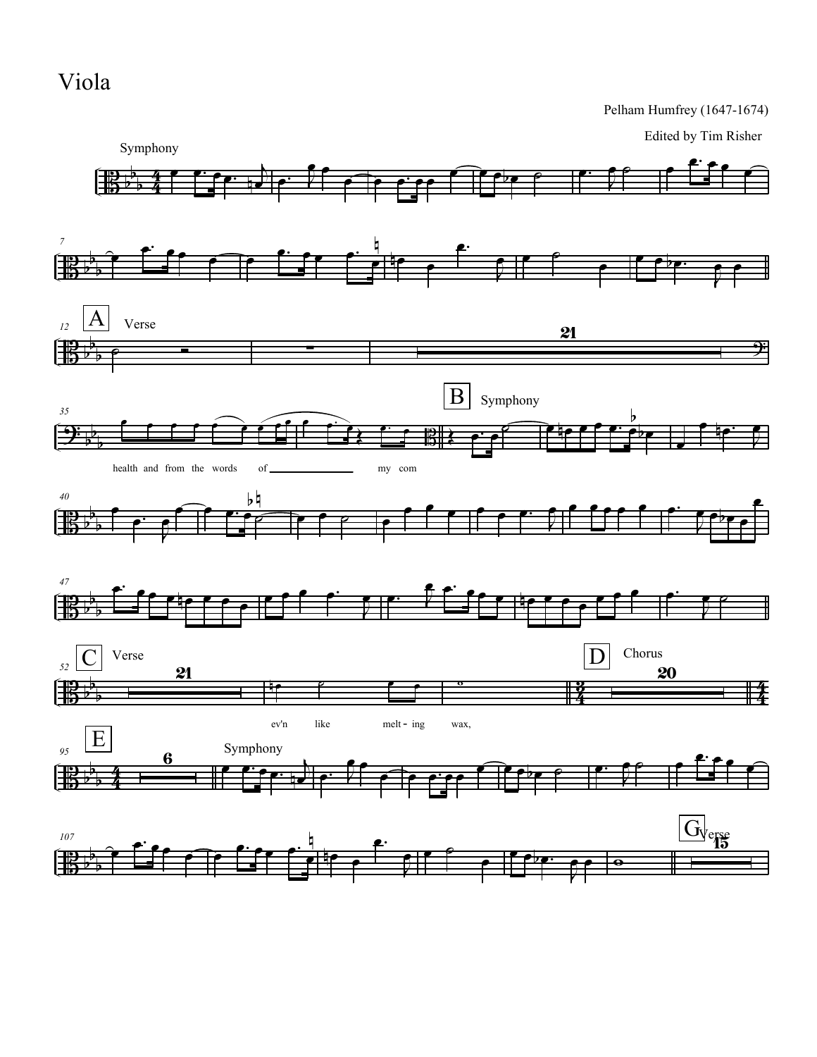# Viola

Pelham Humfrey (1647-1674)

Edited by Tim Risher

Symphony

A Verse

health and from the words of my com

B Symphony

C Verse

ev'n like melt - ing wax,

D Chorus

E

Symphony

G Verse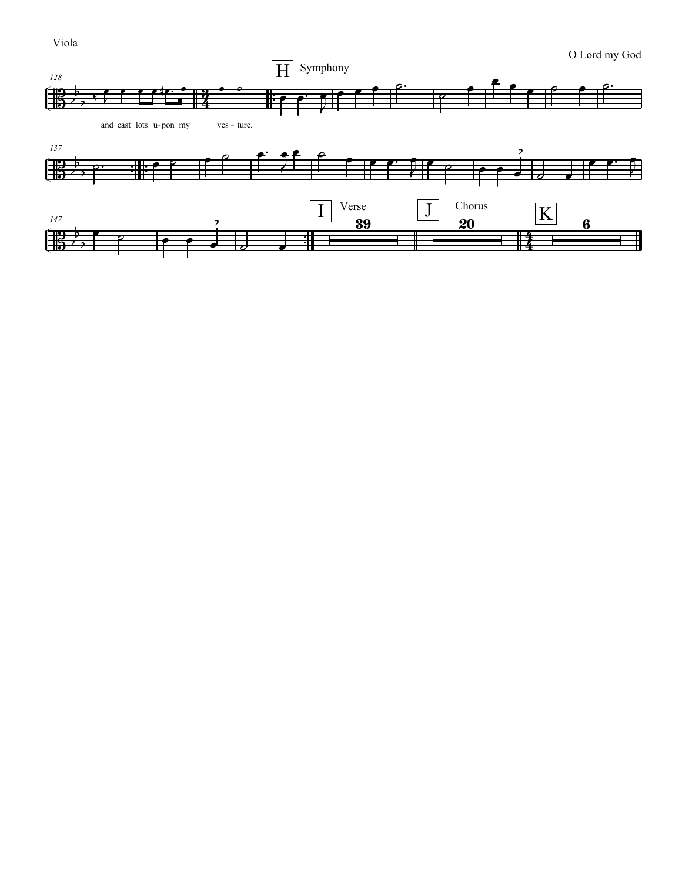Viola

O Lord my God

and cast lots u-pon my ves - ture.

H Symphony

I Verse 39

J Chorus 20

K 6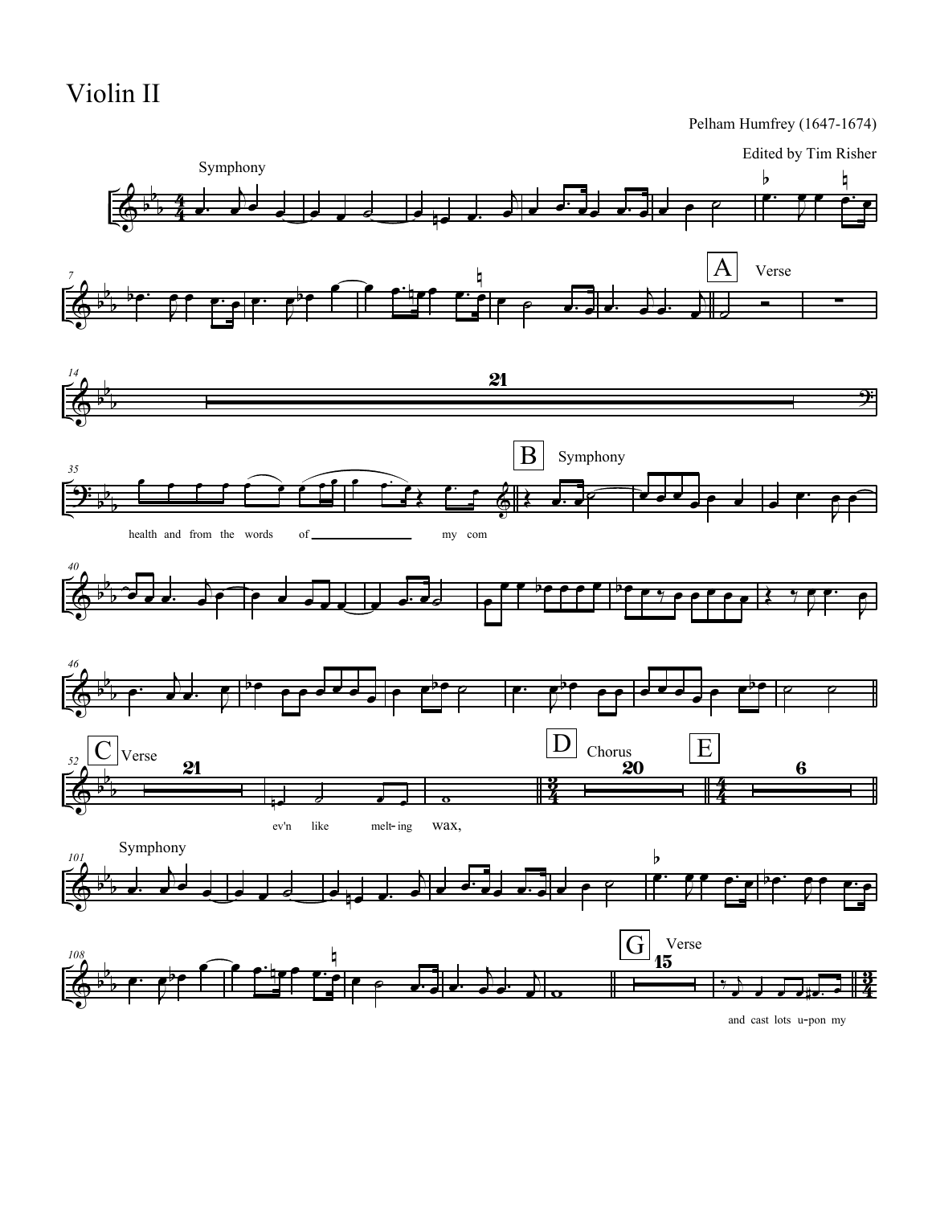# Violin II

Pelham Humfrey (1647-1674)

Edited by Tim Risher

Symphony

A Verse

21

health and from the words of my com

B Symphony

C Verse 21

ev'n like melt-ing wax,

D Chorus 20

E 6

Symphony

G Verse 15

and cast lots u-pon my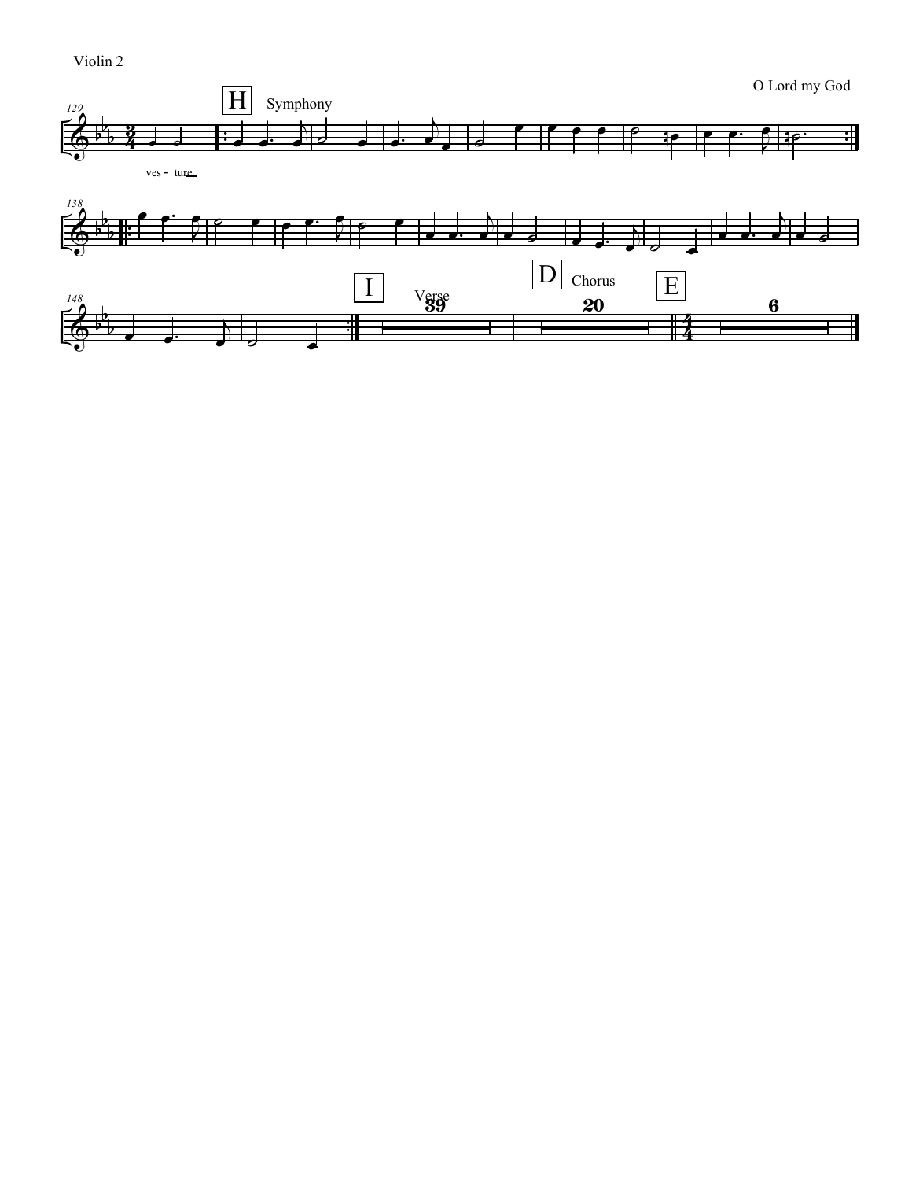Violin 2

O Lord my God

129

H Symphony

ves - ture

138

148

I Verse 39

D Chorus 20

E 6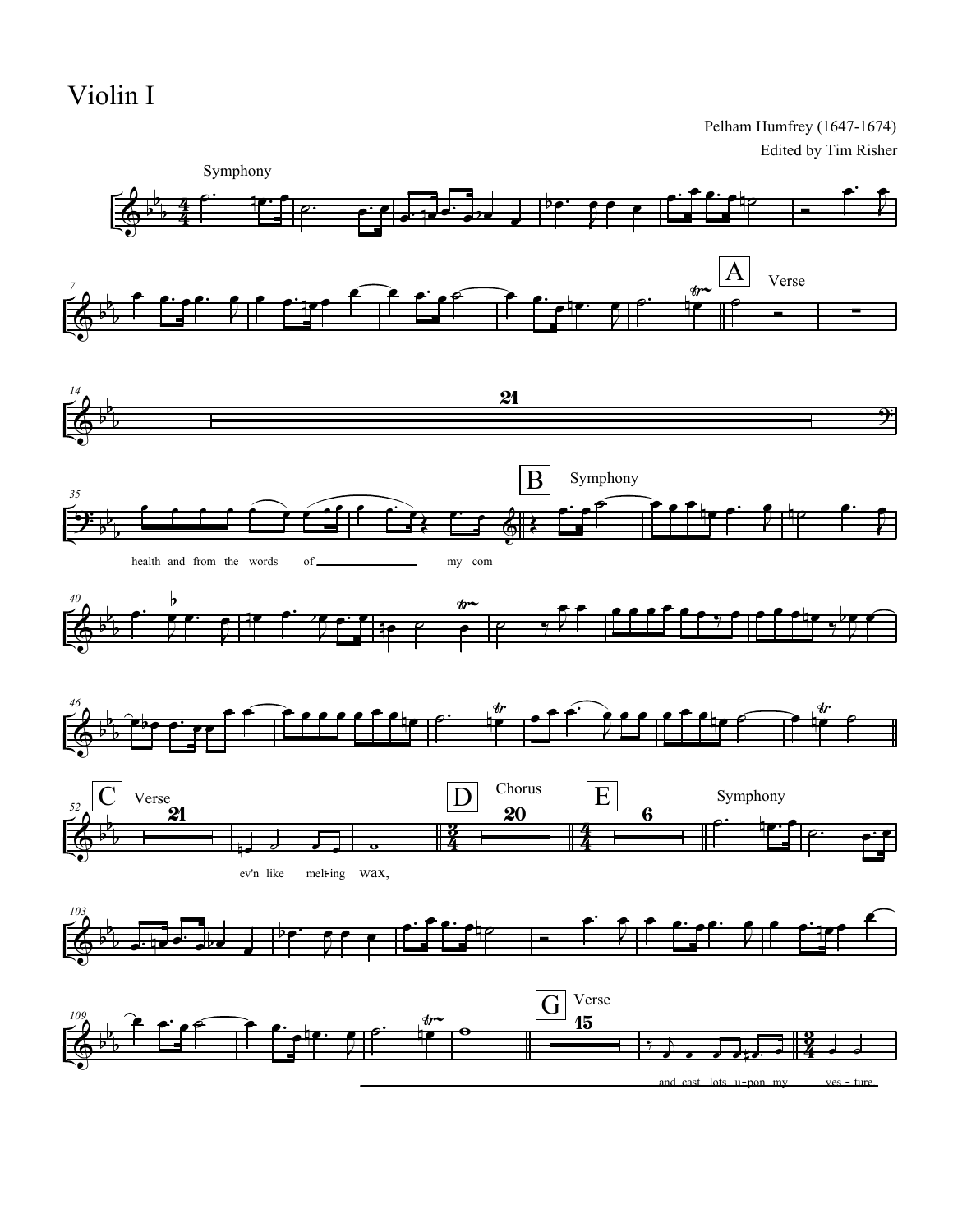# Violin I

Pelham Humfrey (1647-1674)

Edited by Tim Risher

Symphony

A Verse

health and from the words of my com

B Symphony

C Verse

ev'n like melt-ing wax,

D Chorus

E

Symphony

G Verse

and cast lots u-pon my ves-ture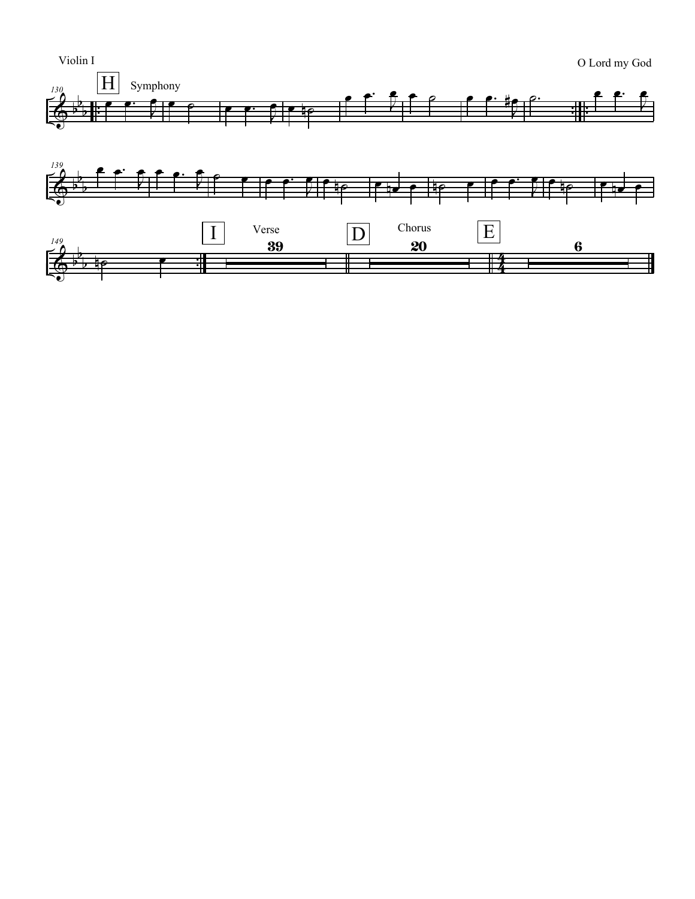Violin I

O Lord my God

H Symphony

I Verse 39

D Chorus 20

E 6